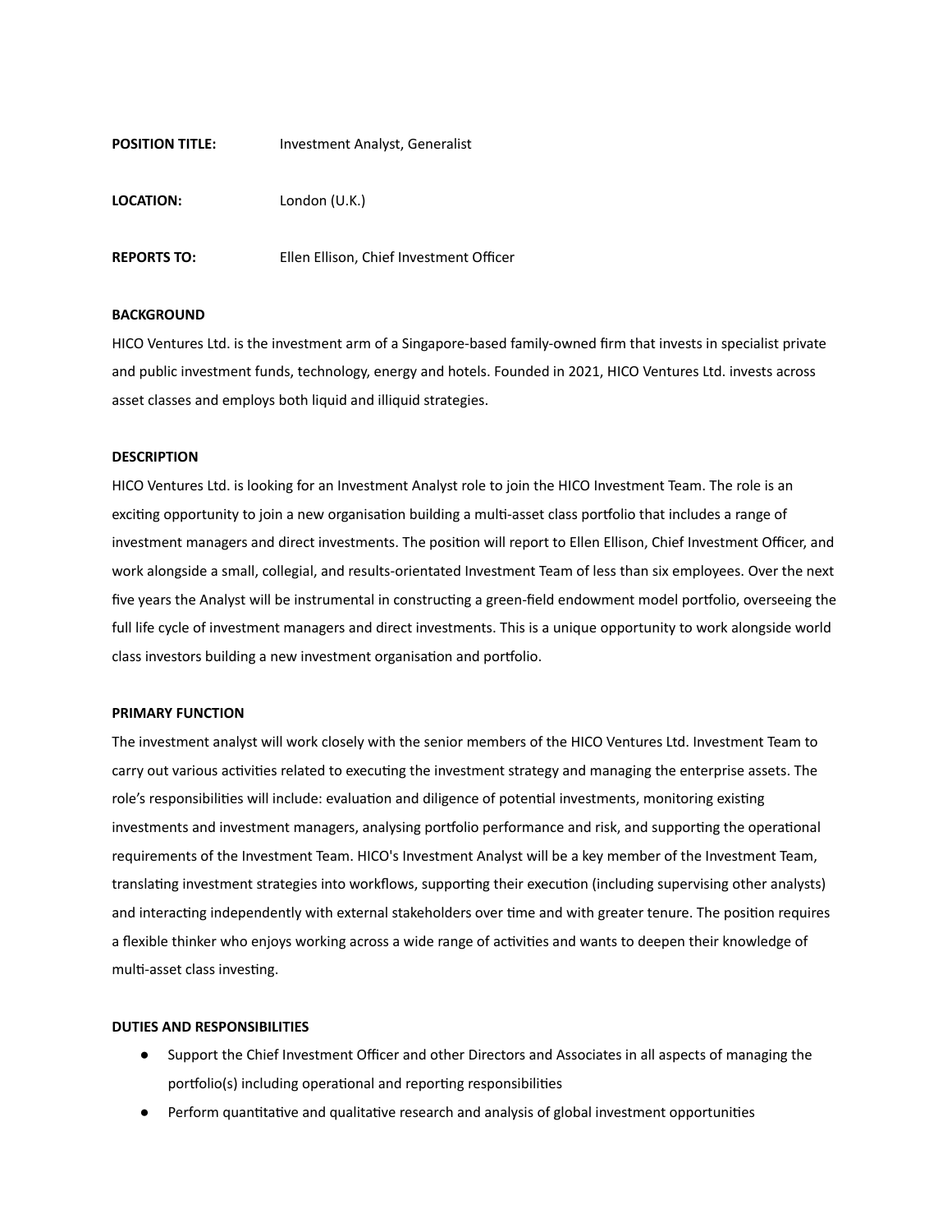**POSITION TITLE:** Investment Analyst, Generalist

**LOCATION:** London (U.K.)

**REPORTS TO:** Ellen Ellison, Chief Investment Officer

**BACKGROUND**

HICO Ventures Ltd. is the investment arm of a Singapore-based family-owned firm that invests in specialist private and public investment funds, technology, energy and hotels. Founded in 2021, HICO Ventures Ltd. invests across asset classes and employs both liquid and illiquid strategies.

**DESCRIPTION**

HICO Ventures Ltd. is looking for an Investment Analyst role to join the HICO Investment Team. The role is an exciting opportunity to join a new organisation building a multi-asset class portfolio that includes a range of investment managers and direct investments. The position will report to Ellen Ellison, Chief Investment Officer, and work alongside a small, collegial, and results-orientated Investment Team of less than six employees. Over the next five years the Analyst will be instrumental in constructing a green-field endowment model portfolio, overseeing the full life cycle of investment managers and direct investments. This is a unique opportunity to work alongside world class investors building a new investment organisation and portfolio.

**PRIMARY FUNCTION**

The investment analyst will work closely with the senior members of the HICO Ventures Ltd. Investment Team to carry out various activities related to executing the investment strategy and managing the enterprise assets. The role's responsibilities will include: evaluation and diligence of potential investments, monitoring existing investments and investment managers, analysing portfolio performance and risk, and supporting the operational requirements of the Investment Team. HICO's Investment Analyst will be a key member of the Investment Team, translating investment strategies into workflows, supporting their execution (including supervising other analysts) and interacting independently with external stakeholders over time and with greater tenure. The position requires a flexible thinker who enjoys working across a wide range of activities and wants to deepen their knowledge of multi-asset class investing.

**DUTIES AND RESPONSIBILITIES**

- Support the Chief Investment Officer and other Directors and Associates in all aspects of managing the portfolio(s) including operational and reporting responsibilities
- Perform quantitative and qualitative research and analysis of global investment opportunities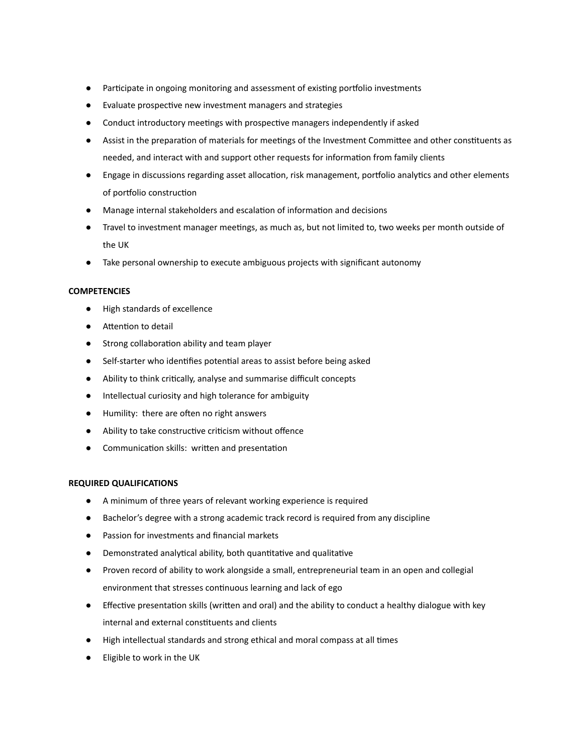- Participate in ongoing monitoring and assessment of existing portfolio investments
- Evaluate prospective new investment managers and strategies
- Conduct introductory meetings with prospective managers independently if asked
- Assist in the preparation of materials for meetings of the Investment Committee and other constituents as needed, and interact with and support other requests for information from family clients
- Engage in discussions regarding asset allocation, risk management, portfolio analytics and other elements of portfolio construction
- Manage internal stakeholders and escalation of information and decisions
- Travel to investment manager meetings, as much as, but not limited to, two weeks per month outside of the UK
- Take personal ownership to execute ambiguous projects with significant autonomy

**COMPETENCIES**

- High standards of excellence
- Attention to detail
- Strong collaboration ability and team player
- Self-starter who identifies potential areas to assist before being asked
- Ability to think critically, analyse and summarise difficult concepts
- Intellectual curiosity and high tolerance for ambiguity
- Humility: there are often no right answers
- Ability to take constructive criticism without offence
- Communication skills: written and presentation

**REQUIRED QUALIFICATIONS**

- A minimum of three years of relevant working experience is required
- Bachelor's degree with a strong academic track record is required from any discipline
- Passion for investments and financial markets
- Demonstrated analytical ability, both quantitative and qualitative
- Proven record of ability to work alongside a small, entrepreneurial team in an open and collegial environment that stresses continuous learning and lack of ego
- Effective presentation skills (written and oral) and the ability to conduct a healthy dialogue with key internal and external constituents and clients
- High intellectual standards and strong ethical and moral compass at all times
- Eligible to work in the UK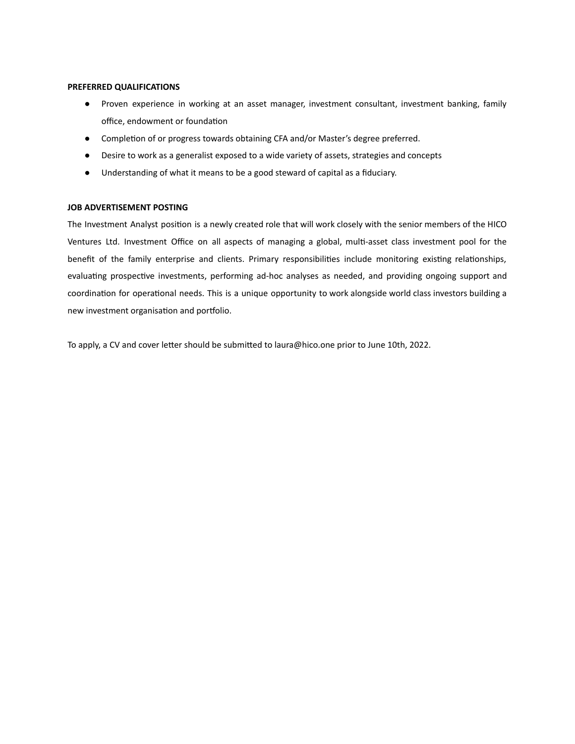**PREFERRED QUALIFICATIONS**

- Proven experience in working at an asset manager, investment consultant, investment banking, family office, endowment or foundation
- Completion of or progress towards obtaining CFA and/or Master's degree preferred.
- Desire to work as a generalist exposed to a wide variety of assets, strategies and concepts
- Understanding of what it means to be a good steward of capital as a fiduciary.

**JOB ADVERTISEMENT POSTING**

The Investment Analyst position is a newly created role that will work closely with the senior members of the HICO Ventures Ltd. Investment Office on all aspects of managing a global, multi-asset class investment pool for the benefit of the family enterprise and clients. Primary responsibilities include monitoring existing relationships, evaluating prospective investments, performing ad-hoc analyses as needed, and providing ongoing support and coordination for operational needs. This is a unique opportunity to work alongside world class investors building a new investment organisation and portfolio.

To apply, a CV and cover letter should be submitted to laura@hico.one prior to June 10th, 2022.